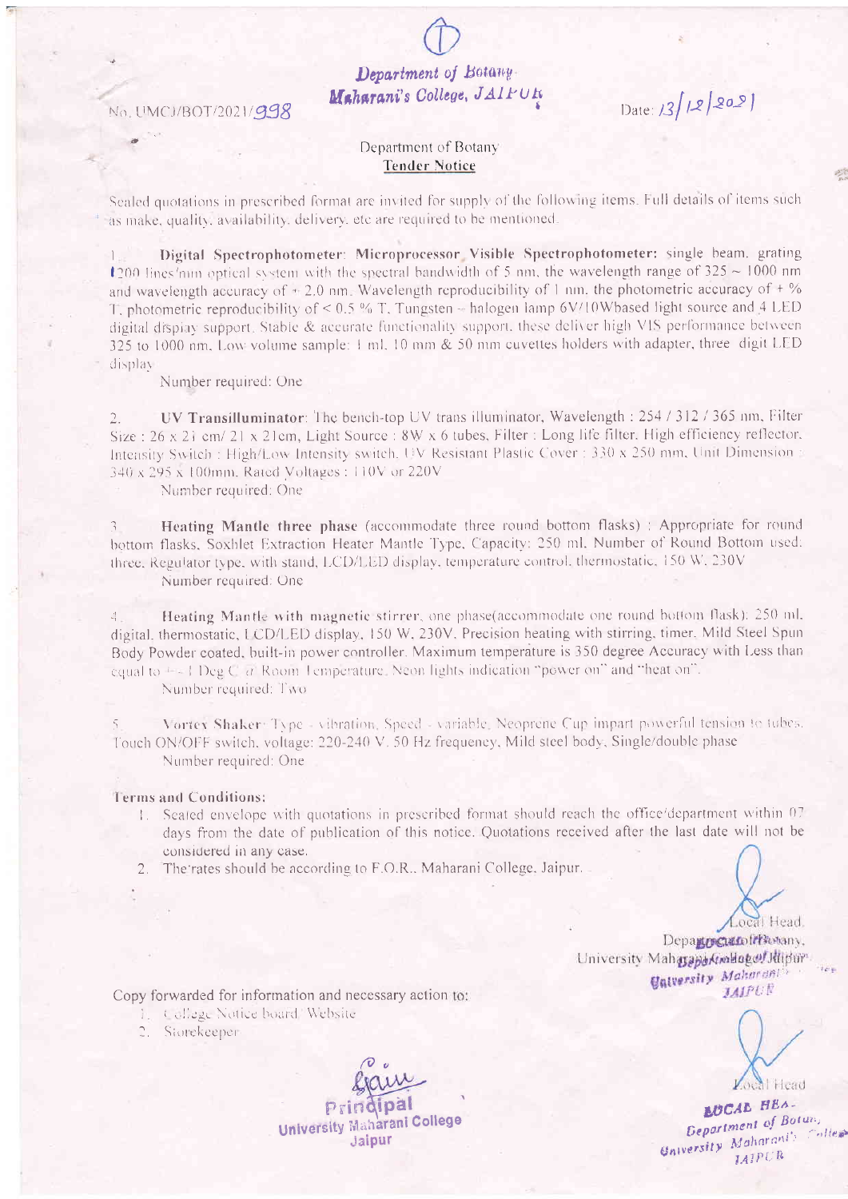# Department of Botany
# Maharani's College, JAIPUR

No. UMCJ/BOT/2021/998

Date: 13/12/2021

## Department of Botany
## Tender Notice

Sealed quotations in prescribed format are invited for supply of the following items. Full details of items such as make, quality, availability, delivery, etc are required to be mentioned.

1. **Digital Spectrophotometer: Microprocessor Visible Spectrophotometer:** single beam, grating 1200 lines/mm optical system with the spectral bandwidth of 5 nm, the wavelength range of 325 ~ 1000 nm and wavelength accuracy of + 2.0 nm. Wavelength reproducibility of 1 nm, the photometric accuracy of + % T, photometric reproducibility of < 0.5 % T, Tungsten – halogen lamp 6V/10Wbased light source and 4 LED digital display support. Stable & accurate functionality support, these deliver high VIS performance between 325 to 1000 nm. Low volume sample: 1 ml. 10 mm & 50 mm cuvettes holders with adapter, three digit LED display

   Number required: One

2. **UV Transilluminator**: The bench-top UV trans illuminator, Wavelength : 254 / 312 / 365 nm, Filter Size : 26 x 21 cm/ 21 x 21cm, Light Source : 8W x 6 tubes, Filter : Long life filter, High efficiency reflector, Intensity Switch : High/Low Intensity switch, UV Resistant Plastic Cover : 330 x 250 mm, Unit Dimension : 340 x 295 x 100mm, Rated Voltages : 110V or 220V

   Number required: One

3. **Heating Mantle three phase** (accommodate three round bottom flasks) : Appropriate for round bottom flasks, Soxhlet Extraction Heater Mantle Type, Capacity: 250 ml, Number of Round Bottom used: three, Regulator type, with stand, LCD/LED display, temperature control, thermostatic, 150 W, 230V

   Number required: One

4. **Heating Mantle with magnetic stirrer**, one phase(accommodate one round bottom flask): 250 ml, digital, thermostatic, LCD/LED display, 150 W, 230V, Precision heating with stirring, timer, Mild Steel Spun Body Powder coated, built-in power controller. Maximum temperature is 350 degree Accuracy with Less than equal to +/- 1 Deg C @ Room Temperature, Neon lights indication "power on" and "heat on".

   Number required: Two

5. **Vortex Shaker**: Type - vibration, Speed - variable, Neoprene Cup impart powerful tension to tubes, Touch ON/OFF switch, voltage: 220-240 V, 50 Hz frequency, Mild steel body, Single/double phase

   Number required: One

### Terms and Conditions:

1. Sealed envelope with quotations in prescribed format should reach the office/department within 07 days from the date of publication of this notice. Quotations received after the last date will not be considered in any case.
2. The rates should be according to F.O.R., Maharani College, Jaipur.

Local Head,
Department of Botany,
University Maharani College, Jaipur

Copy forwarded for information and necessary action to:

1. College Notice board/ Website
2. Storekeeper

Principal
University Maharani College
Jaipur

Local Head
LOCAL HEAD
Department of Botany
University Maharani's College
JAIPUR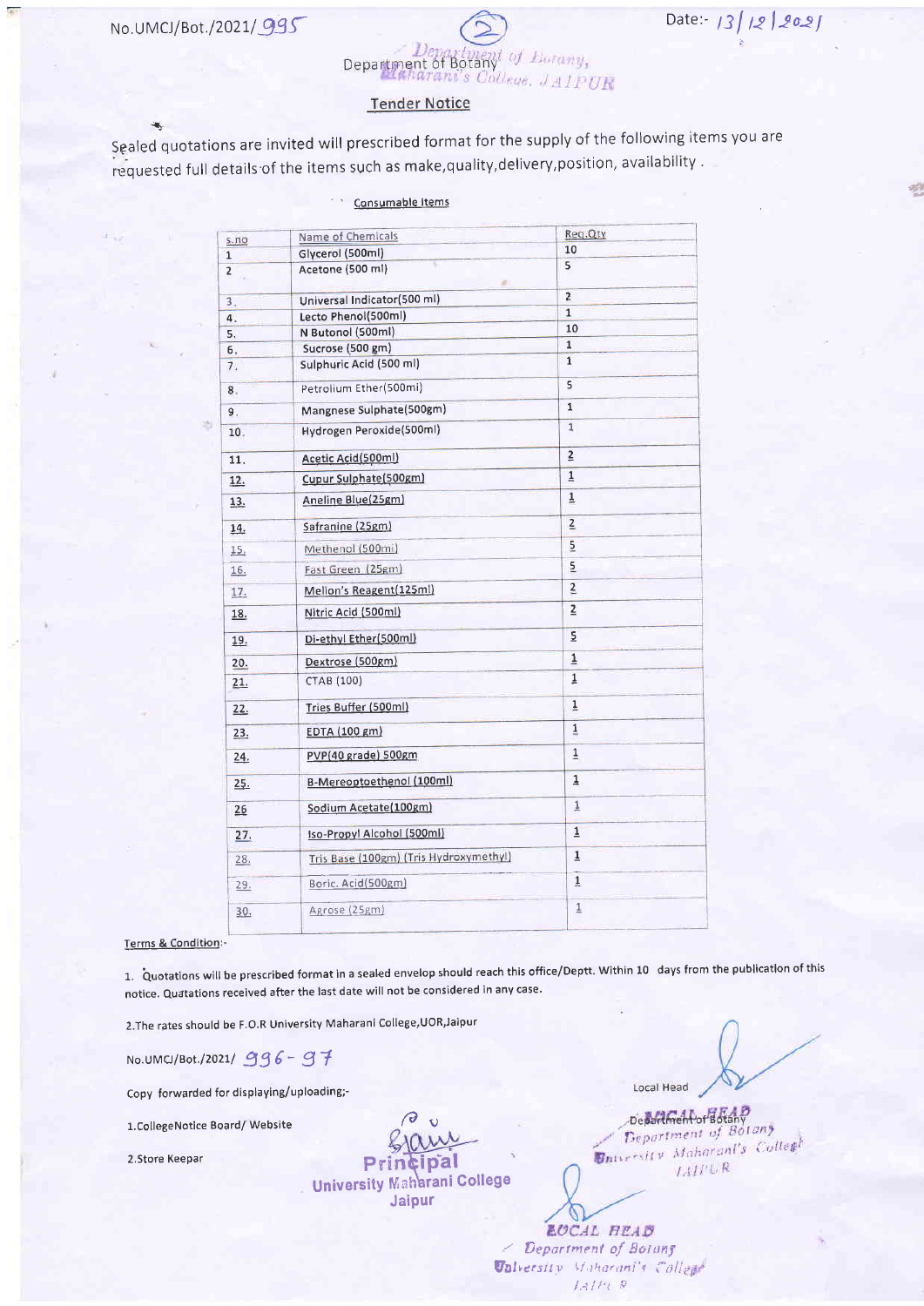No.UMCJ/Bot./2021/ 995

Date:- 13/12/2021

Department of Botany

## Tender Notice

Sealed quotations are invited will prescribed format for the supply of the following items you are requested full details of the items such as make,quality,delivery,position, availability .

### Consumable Items

| S.no | Name of Chemicals | Req.Qty |
|---|---|---|
| 1 | Glycerol (500ml) | 10 |
| 2 | Acetone (500 ml) | 5 |
| 3. | Universal Indicator(500 ml) | 2 |
| 4. | Lecto Phenol(500ml) | 1 |
| 5. | N Butonol (500ml) | 10 |
| 6. | Sucrose (500 gm) | 1 |
| 7. | Sulphuric Acid (500 ml) | 1 |
| 8. | Petrolium Ether(500ml) | 5 |
| 9. | Mangnese Sulphate(500gm) | 1 |
| 10. | Hydrogen Peroxide(500ml) | 1 |
| 11. | Acetic Acid(500ml) | 2 |
| 12. | Cupur Sulphate(500gm) | 1 |
| 13. | Aneline Blue(25gm) | 1 |
| 14. | Safranine (25gm) | 2 |
| 15. | Methenol (500ml) | 5 |
| 16. | Fast Green (25gm) | 5 |
| 17. | Mellon's Reagent(125ml) | 2 |
| 18. | Nitric Acid (500ml) | 2 |
| 19. | Di-ethyl Ether(500ml) | 5 |
| 20. | Dextrose (500gm) | 1 |
| 21. | CTAB (100) | 1 |
| 22. | Tries Buffer (500ml) | 1 |
| 23. | EDTA (100 gm) | 1 |
| 24. | PVP(40 grade) 500gm | 1 |
| 25. | B-Mereoptoethenol (100ml) | 1 |
| 26 | Sodium Acetate(100gm) | 1 |
| 27. | Iso-Propyl Alcohol (500ml) | 1 |
| 28. | Tris Base (100gm) (Tris Hydroxymethyl) | 1 |
| 29. | Boric. Acid(500gm) | 1 |
| 30. | Agrose (25gm) | 1 |

Terms & Condition:-

1. Quotations will be prescribed format in a sealed envelop should reach this office/Deptt. Within 10 days from the publication of this notice. Quatations received after the last date will not be considered in any case.

2.The rates should be F.O.R University Maharani College,UOR,Jaipur

No.UMCJ/Bot./2021/ 996-97

Copy forwarded for displaying/uploading;-

1.CollegeNotice Board/ Website

2.Store Keepar

Principal
University Maharani College
Jaipur

Local Head
Department of Botany

LOCAL HEAD
Department of Botany
University Maharani's College
JAIPUR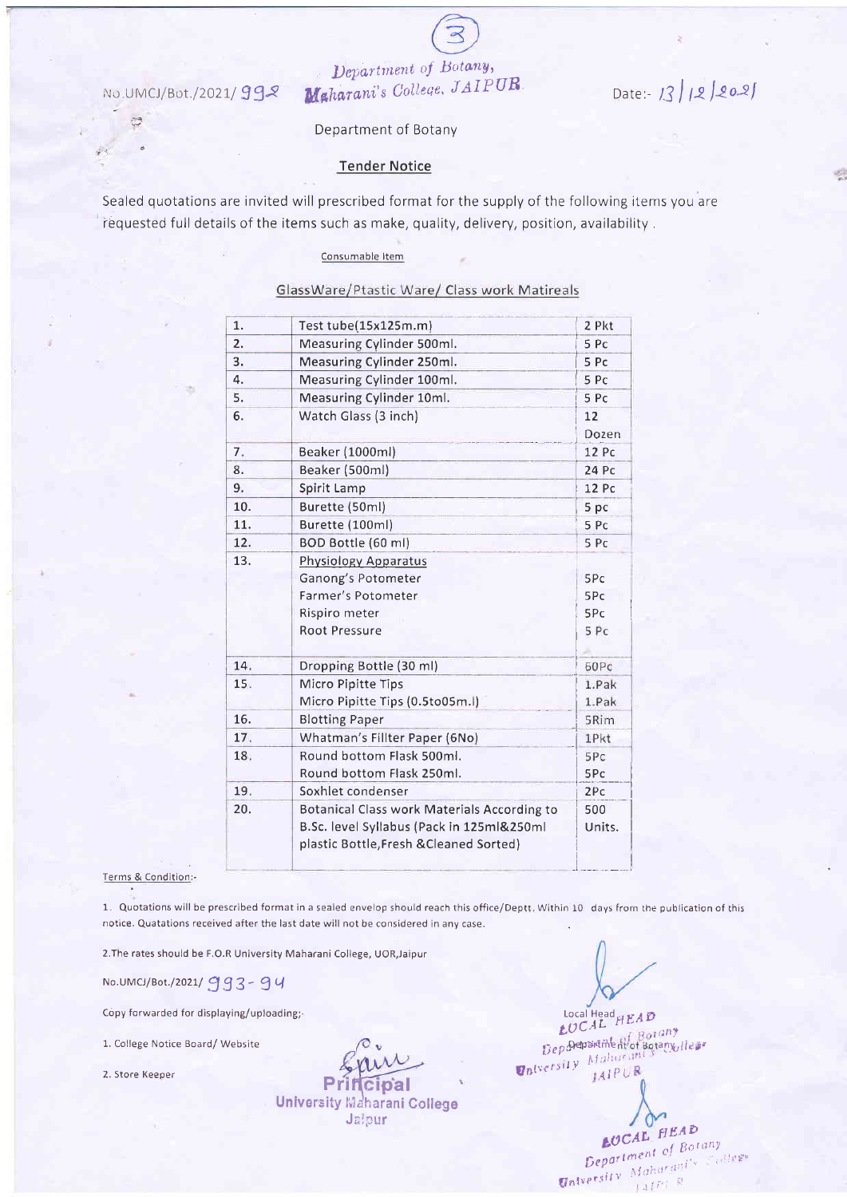(3)

*Department of Botany,*
*Maharani's College, JAIPUR.*

No.UMCJ/Bot./2021/ 992

Date:- 13/12/2021

Department of Botany

## Tender Notice

Sealed quotations are invited will prescribed format for the supply of the following items you are requested full details of the items such as make, quality, delivery, position, availability .

Consumable Item

GlassWare/Ptastic Ware/ Class work Matireals

| | | |
|---|---|---|
| 1. | Test tube(15x125m.m) | 2 Pkt |
| 2. | Measuring Cylinder 500ml. | 5 Pc |
| 3. | Measuring Cylinder 250ml. | 5 Pc |
| 4. | Measuring Cylinder 100ml. | 5 Pc |
| 5. | Measuring Cylinder 10ml. | 5 Pc |
| 6. | Watch Glass (3 inch) | 12 Dozen |
| 7. | Beaker (1000ml) | 12 Pc |
| 8. | Beaker (500ml) | 24 Pc |
| 9. | Spirit Lamp | 12 Pc |
| 10. | Burette (50ml) | 5 pc |
| 11. | Burette (100ml) | 5 Pc |
| 12. | BOD Bottle (60 ml) | 5 Pc |
| 13. | Physiology Apparatus<br>Ganong's Potometer<br>Farmer's Potometer<br>Rispiro meter<br>Root Pressure | <br>5Pc<br>5Pc<br>5Pc<br>5 Pc |
| 14. | Dropping Bottle (30 ml) | 60Pc |
| 15. | Micro Pipitte Tips<br>Micro Pipitte Tips (0.5to05m.l) | 1.Pak<br>1.Pak |
| 16. | Blotting Paper | 5Rim |
| 17. | Whatman's Fillter Paper (6No) | 1Pkt |
| 18. | Round bottom Flask 500ml.<br>Round bottom Flask 250ml. | 5Pc<br>5Pc |
| 19. | Soxhlet condenser | 2Pc |
| 20. | Botanical Class work Materials According to B.Sc. level Syllabus (Pack in 125ml&250ml plastic Bottle,Fresh &Cleaned Sorted) | 500 Units. |

Terms & Condition:-

1. Quotations will be prescribed format in a sealed envelop should reach this office/Deptt. Within 10 days from the publication of this notice. Quatations received after the last date will not be considered in any case.

2.The rates should be F.O.R University Maharani College, UOR,Jaipur

No.UMCJ/Bot./2021/ 993-94

Copy forwarded for displaying/uploading;-

1. College Notice Board/ Website

2. Store Keeper

Principal
University Maharani College
Jaipur

Local Head
LOCAL HEAD
Department of Botany
University Maharani's College
JAIPUR

LOCAL HEAD
Department of Botany
University Maharani's College
JAIPUR